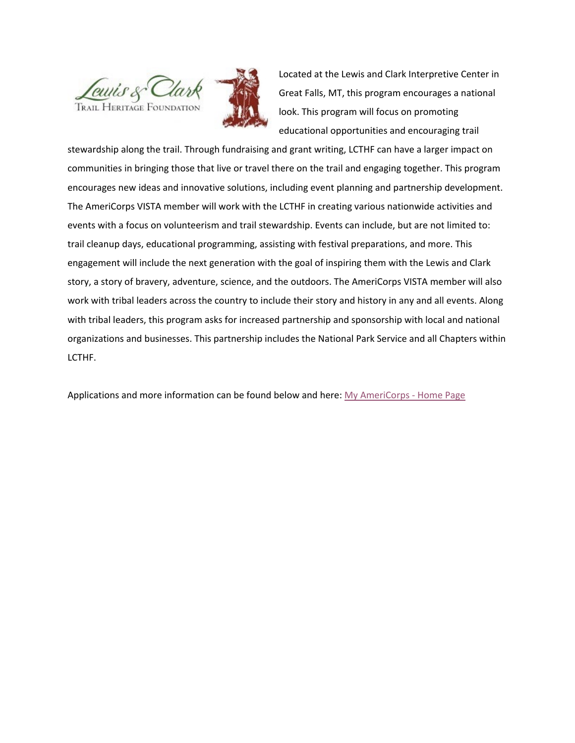Located at the Lewis and Clark Interpretive Center in Great Falls, MT, this program encourages a national look. This program will focus on promoting educational opportunities and encouraging trail stewardship along the trail. Through fundraising and grant writing, LCTHF can have a larger impact on communities in bringing those that live or travel there on the trail and engaging together. This program encourages new ideas and innovative solutions, including event planning and partnership development. The AmeriCorps VISTA member will work with the LCTHF in creating various nationwide activities and events with a focus on volunteerism and trail stewardship. Events can include, but are not limited to: trail cleanup days, educational programming, assisting with festival preparations, and more. This engagement will include the next generation with the goal of inspiring them with the Lewis and Clark story, a story of bravery, adventure, science, and the outdoors. The AmeriCorps VISTA member will also work with tribal leaders across the country to include their story and history in any and all events. Along with tribal leaders, this program asks for increased partnership and sponsorship with local and national organizations and businesses. This partnership includes the National Park Service and all Chapters within LCTHF.

Applications and more information can be found below and here: My AmeriCorps - Home Page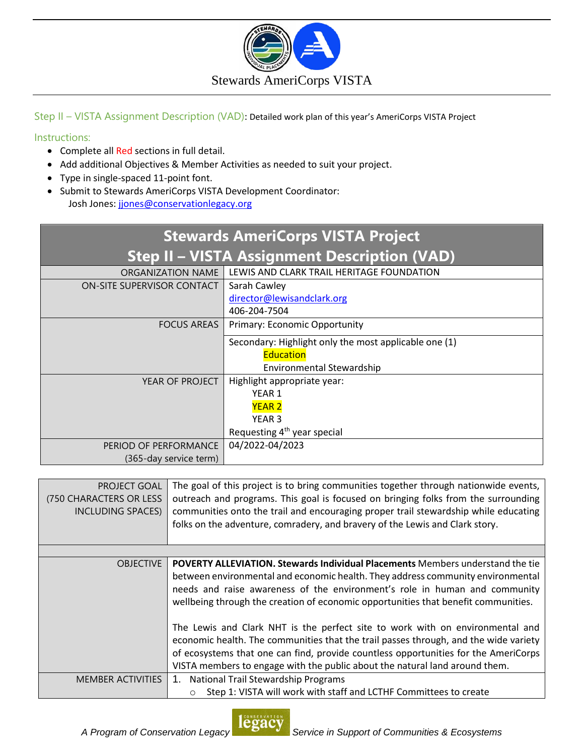Stewards AmeriCorps VISTA

Step II – VISTA Assignment Description (VAD): Detailed work plan of this year's AmeriCorps VISTA Project

Instructions:

- Complete all Red sections in full detail.
- Add additional Objectives & Member Activities as needed to suit your project.
- Type in single-spaced 11-point font.
- Submit to Stewards AmeriCorps VISTA Development Coordinator:
  Josh Jones: jjones@conservationlegacy.org

| Stewards AmeriCorps VISTA Project<br>Step II – VISTA Assignment Description (VAD) | |
|---|---|
| ORGANIZATION NAME | LEWIS AND CLARK TRAIL HERITAGE FOUNDATION |
| ON-SITE SUPERVISOR CONTACT | Sarah Cawley<br>director@lewisandclark.org<br>406-204-7504 |
| FOCUS AREAS | Primary: Economic Opportunity |
| | Secondary: Highlight only the most applicable one (1)<br>**Education** (highlighted)<br>Environmental Stewardship |
| YEAR OF PROJECT | Highlight appropriate year:<br>YEAR 1<br>**YEAR 2** (highlighted)<br>YEAR 3<br>Requesting 4th year special |
| PERIOD OF PERFORMANCE (365-day service term) | 04/2022-04/2023 |

| | |
|---|---|
| PROJECT GOAL (750 CHARACTERS OR LESS INCLUDING SPACES) | The goal of this project is to bring communities together through nationwide events, outreach and programs. This goal is focused on bringing folks from the surrounding communities onto the trail and encouraging proper trail stewardship while educating folks on the adventure, comradery, and bravery of the Lewis and Clark story. |
| | |
| OBJECTIVE | **POVERTY ALLEVIATION. Stewards Individual Placements** Members understand the tie between environmental and economic health. They address community environmental needs and raise awareness of the environment's role in human and community wellbeing through the creation of economic opportunities that benefit communities.<br><br>The Lewis and Clark NHT is the perfect site to work with on environmental and economic health. The communities that the trail passes through, and the wide variety of ecosystems that one can find, provide countless opportunities for the AmeriCorps VISTA members to engage with the public about the natural land around them. |
| MEMBER ACTIVITIES | 1. National Trail Stewardship Programs<br>○ Step 1: VISTA will work with staff and LCTHF Committees to create |

*A Program of Conservation Legacy* — *Service in Support of Communities & Ecosystems*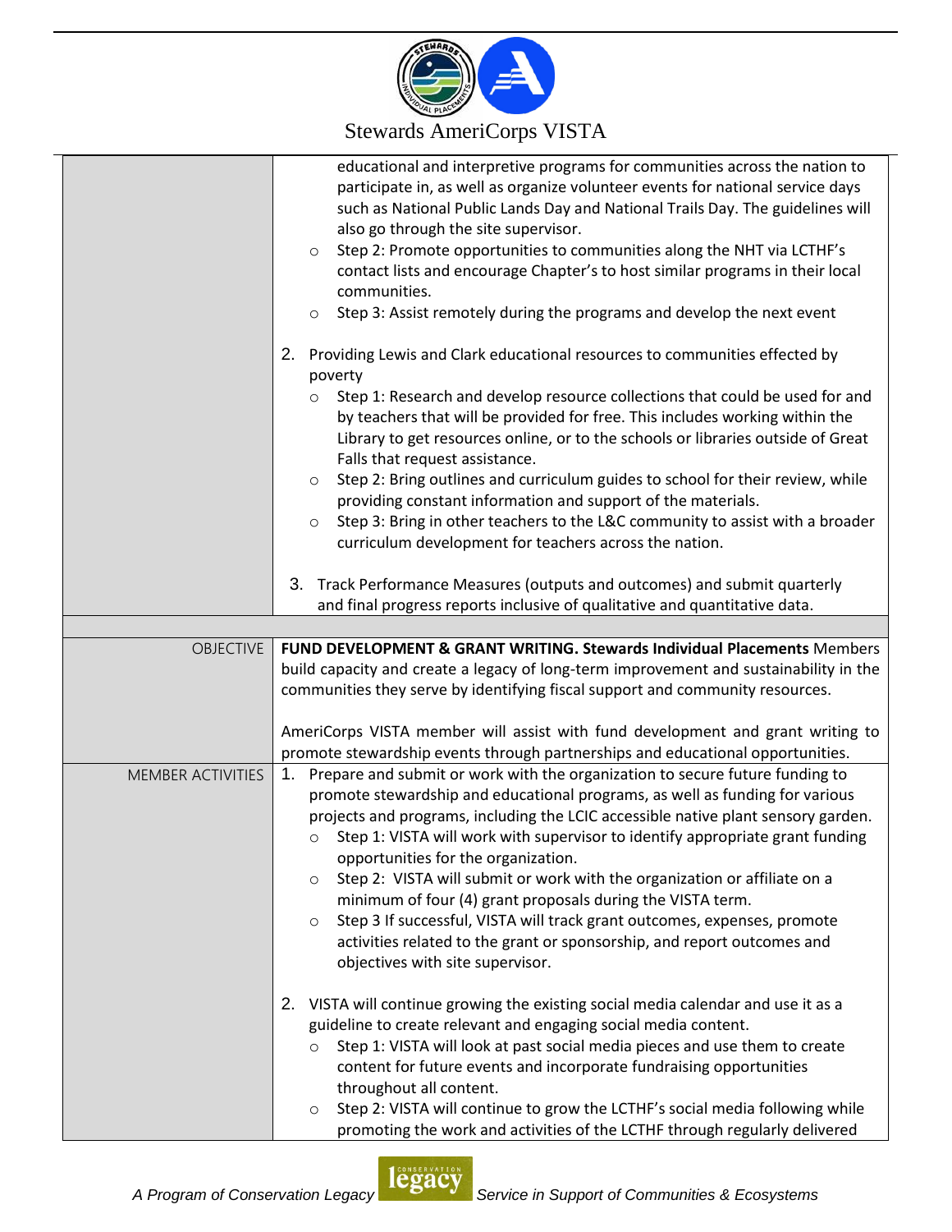| | |
|---|---|
| | educational and interpretive programs for communities across the nation to participate in, as well as organize volunteer events for national service days such as National Public Lands Day and National Trails Day. The guidelines will also go through the site supervisor.<br>○ Step 2: Promote opportunities to communities along the NHT via LCTHF's contact lists and encourage Chapter's to host similar programs in their local communities.<br>○ Step 3: Assist remotely during the programs and develop the next event<br><br>2. Providing Lewis and Clark educational resources to communities effected by poverty<br>○ Step 1: Research and develop resource collections that could be used for and by teachers that will be provided for free. This includes working within the Library to get resources online, or to the schools or libraries outside of Great Falls that request assistance.<br>○ Step 2: Bring outlines and curriculum guides to school for their review, while providing constant information and support of the materials.<br>○ Step 3: Bring in other teachers to the L&C community to assist with a broader curriculum development for teachers across the nation.<br><br>3. Track Performance Measures (outputs and outcomes) and submit quarterly and final progress reports inclusive of qualitative and quantitative data. |
| | |
| OBJECTIVE | **FUND DEVELOPMENT & GRANT WRITING. Stewards Individual Placements** Members build capacity and create a legacy of long-term improvement and sustainability in the communities they serve by identifying fiscal support and community resources.<br><br>AmeriCorps VISTA member will assist with fund development and grant writing to promote stewardship events through partnerships and educational opportunities. |
| MEMBER ACTIVITIES | 1. Prepare and submit or work with the organization to secure future funding to promote stewardship and educational programs, as well as funding for various projects and programs, including the LCIC accessible native plant sensory garden.<br>○ Step 1: VISTA will work with supervisor to identify appropriate grant funding opportunities for the organization.<br>○ Step 2: VISTA will submit or work with the organization or affiliate on a minimum of four (4) grant proposals during the VISTA term.<br>○ Step 3 If successful, VISTA will track grant outcomes, expenses, promote activities related to the grant or sponsorship, and report outcomes and objectives with site supervisor.<br><br>2. VISTA will continue growing the existing social media calendar and use it as a guideline to create relevant and engaging social media content.<br>○ Step 1: VISTA will look at past social media pieces and use them to create content for future events and incorporate fundraising opportunities throughout all content.<br>○ Step 2: VISTA will continue to grow the LCTHF's social media following while promoting the work and activities of the LCTHF through regularly delivered |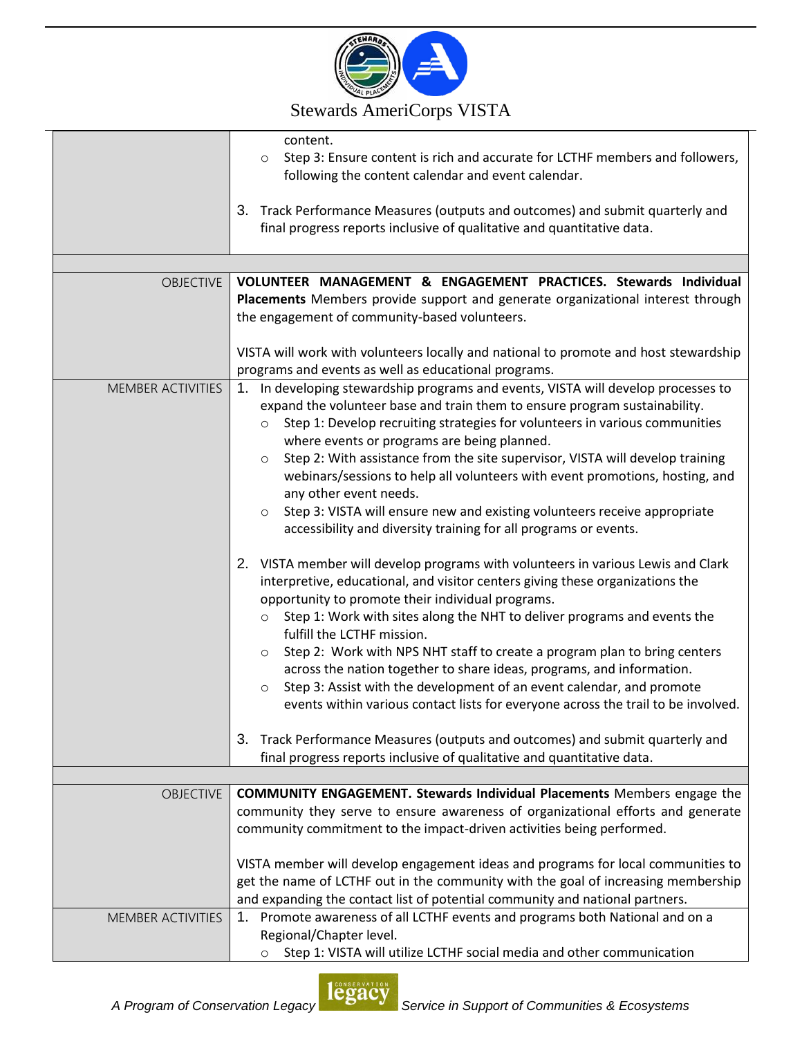| | |
|---|---|
| | content.<br>○ Step 3: Ensure content is rich and accurate for LCTHF members and followers, following the content calendar and event calendar.<br><br>3. Track Performance Measures (outputs and outcomes) and submit quarterly and final progress reports inclusive of qualitative and quantitative data. |
| | |
| OBJECTIVE | **VOLUNTEER MANAGEMENT & ENGAGEMENT PRACTICES. Stewards Individual Placements** Members provide support and generate organizational interest through the engagement of community-based volunteers.<br><br>VISTA will work with volunteers locally and national to promote and host stewardship programs and events as well as educational programs. |
| MEMBER ACTIVITIES | 1. In developing stewardship programs and events, VISTA will develop processes to expand the volunteer base and train them to ensure program sustainability.<br>○ Step 1: Develop recruiting strategies for volunteers in various communities where events or programs are being planned.<br>○ Step 2: With assistance from the site supervisor, VISTA will develop training webinars/sessions to help all volunteers with event promotions, hosting, and any other event needs.<br>○ Step 3: VISTA will ensure new and existing volunteers receive appropriate accessibility and diversity training for all programs or events.<br><br>2. VISTA member will develop programs with volunteers in various Lewis and Clark interpretive, educational, and visitor centers giving these organizations the opportunity to promote their individual programs.<br>○ Step 1: Work with sites along the NHT to deliver programs and events the fulfill the LCTHF mission.<br>○ Step 2: Work with NPS NHT staff to create a program plan to bring centers across the nation together to share ideas, programs, and information.<br>○ Step 3: Assist with the development of an event calendar, and promote events within various contact lists for everyone across the trail to be involved.<br><br>3. Track Performance Measures (outputs and outcomes) and submit quarterly and final progress reports inclusive of qualitative and quantitative data. |
| | |
| OBJECTIVE | **COMMUNITY ENGAGEMENT. Stewards Individual Placements** Members engage the community they serve to ensure awareness of organizational efforts and generate community commitment to the impact-driven activities being performed.<br><br>VISTA member will develop engagement ideas and programs for local communities to get the name of LCTHF out in the community with the goal of increasing membership and expanding the contact list of potential community and national partners. |
| MEMBER ACTIVITIES | 1. Promote awareness of all LCTHF events and programs both National and on a Regional/Chapter level.<br>○ Step 1: VISTA will utilize LCTHF social media and other communication |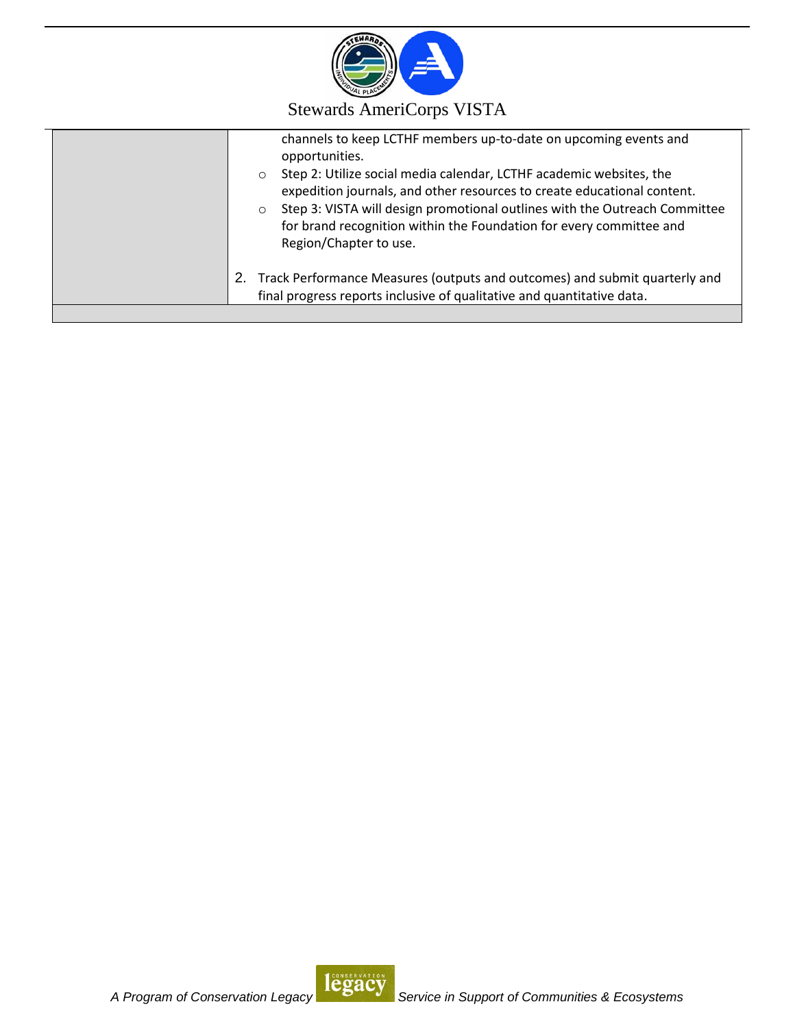| | |
|---|---|
| | channels to keep LCTHF members up-to-date on upcoming events and opportunities.<br>○ Step 2: Utilize social media calendar, LCTHF academic websites, the expedition journals, and other resources to create educational content.<br>○ Step 3: VISTA will design promotional outlines with the Outreach Committee for brand recognition within the Foundation for every committee and Region/Chapter to use.<br><br>2. Track Performance Measures (outputs and outcomes) and submit quarterly and final progress reports inclusive of qualitative and quantitative data. |
| | |